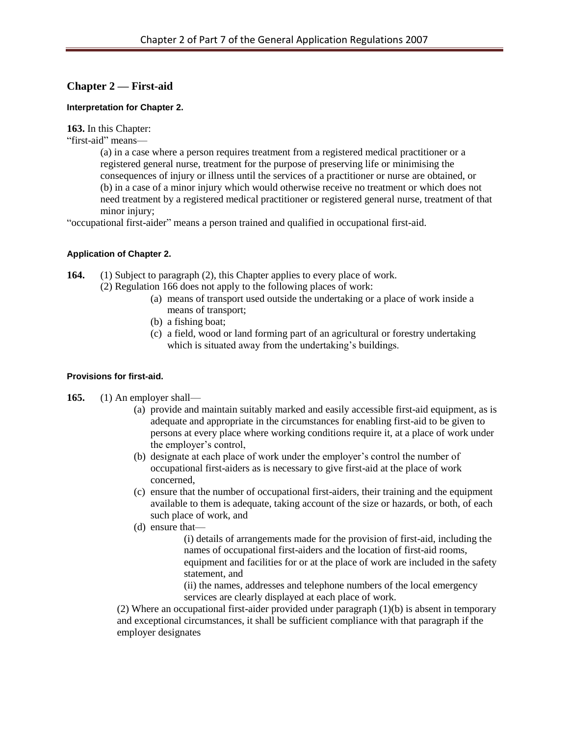## Chapter 2 — First-aid

**Interpretation for Chapter 2.**

**163.** In this Chapter:

"first-aid" means—

(a) in a case where a person requires treatment from a registered medical practitioner or a registered general nurse, treatment for the purpose of preserving life or minimising the consequences of injury or illness until the services of a practitioner or nurse are obtained, or

(b) in a case of a minor injury which would otherwise receive no treatment or which does not need treatment by a registered medical practitioner or registered general nurse, treatment of that minor injury;

"occupational first-aider" means a person trained and qualified in occupational first-aid.

**Application of Chapter 2.**

**164.** (1) Subject to paragraph (2), this Chapter applies to every place of work.

(2) Regulation 166 does not apply to the following places of work:

(a) means of transport used outside the undertaking or a place of work inside a means of transport;

(b) a fishing boat;

(c) a field, wood or land forming part of an agricultural or forestry undertaking which is situated away from the undertaking's buildings.

**Provisions for first-aid.**

**165.** (1) An employer shall—

(a) provide and maintain suitably marked and easily accessible first-aid equipment, as is adequate and appropriate in the circumstances for enabling first-aid to be given to persons at every place where working conditions require it, at a place of work under the employer's control,

(b) designate at each place of work under the employer's control the number of occupational first-aiders as is necessary to give first-aid at the place of work concerned,

(c) ensure that the number of occupational first-aiders, their training and the equipment available to them is adequate, taking account of the size or hazards, or both, of each such place of work, and

(d) ensure that—

(i) details of arrangements made for the provision of first-aid, including the names of occupational first-aiders and the location of first-aid rooms, equipment and facilities for or at the place of work are included in the safety statement, and

(ii) the names, addresses and telephone numbers of the local emergency services are clearly displayed at each place of work.

(2) Where an occupational first-aider provided under paragraph (1)(b) is absent in temporary and exceptional circumstances, it shall be sufficient compliance with that paragraph if the employer designates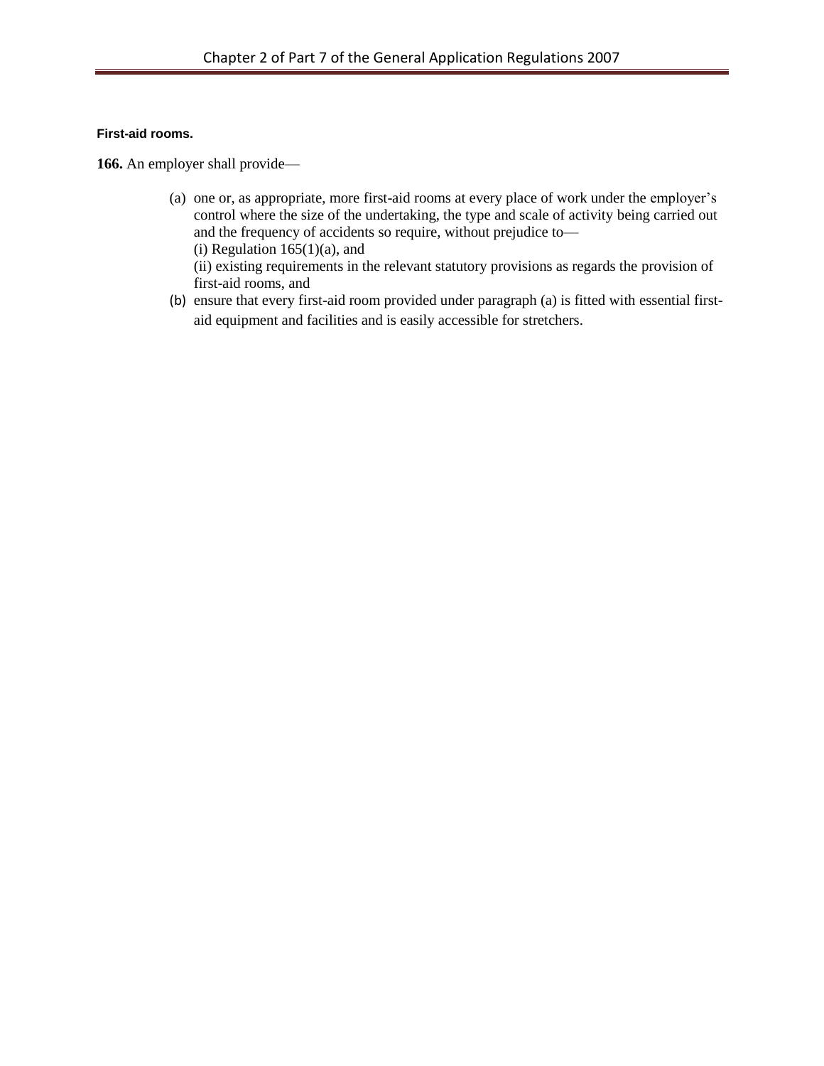**First-aid rooms.**

**166.** An employer shall provide—

(a) one or, as appropriate, more first-aid rooms at every place of work under the employer's control where the size of the undertaking, the type and scale of activity being carried out and the frequency of accidents so require, without prejudice to—
(i) Regulation 165(1)(a), and
(ii) existing requirements in the relevant statutory provisions as regards the provision of first-aid rooms, and

(b) ensure that every first-aid room provided under paragraph (a) is fitted with essential first-aid equipment and facilities and is easily accessible for stretchers.